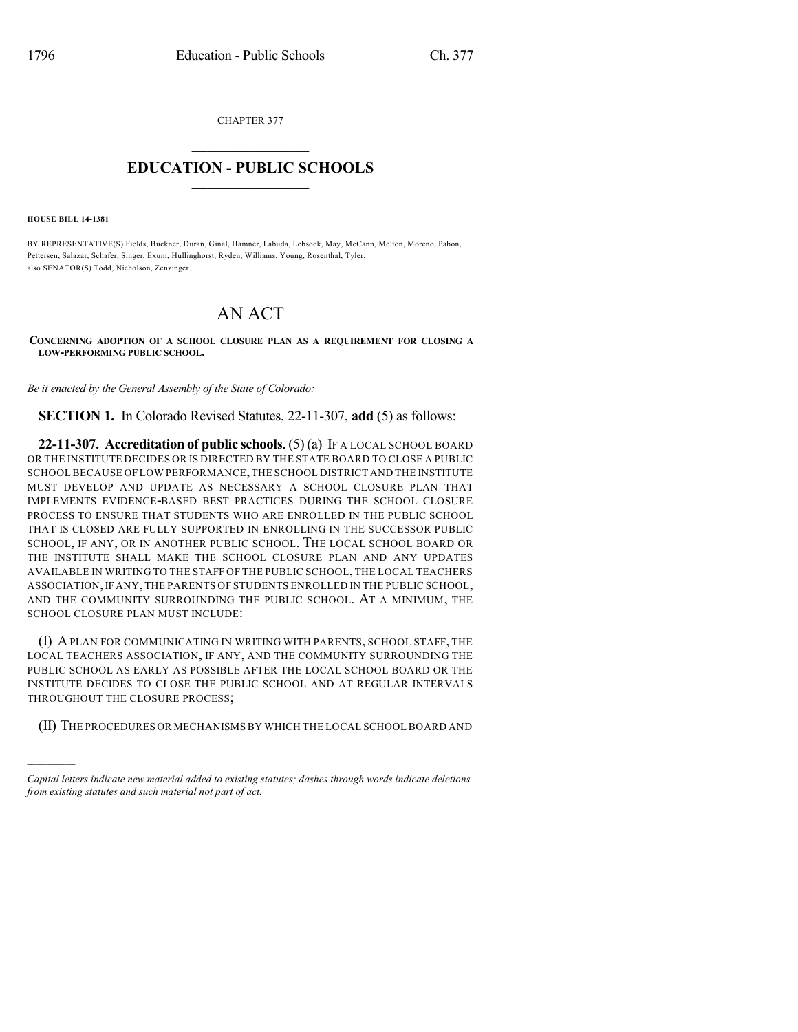CHAPTER 377

# EDUCATION - PUBLIC SCHOOLS

**HOUSE BILL 14-1381**

BY REPRESENTATIVE(S) Fields, Buckner, Duran, Ginal, Hamner, Labuda, Lebsock, May, McCann, Melton, Moreno, Pabon, Pettersen, Salazar, Schafer, Singer, Exum, Hullinghorst, Ryden, Williams, Young, Rosenthal, Tyler;
also SENATOR(S) Todd, Nicholson, Zenzinger.

# AN ACT

**CONCERNING ADOPTION OF A SCHOOL CLOSURE PLAN AS A REQUIREMENT FOR CLOSING A LOW-PERFORMING PUBLIC SCHOOL.**

*Be it enacted by the General Assembly of the State of Colorado:*

**SECTION 1.** In Colorado Revised Statutes, 22-11-307, **add** (5) as follows:

**22-11-307. Accreditation of public schools.** (5) (a) IF A LOCAL SCHOOL BOARD OR THE INSTITUTE DECIDES OR IS DIRECTED BY THE STATE BOARD TO CLOSE A PUBLIC SCHOOL BECAUSE OF LOW PERFORMANCE, THE SCHOOL DISTRICT AND THE INSTITUTE MUST DEVELOP AND UPDATE AS NECESSARY A SCHOOL CLOSURE PLAN THAT IMPLEMENTS EVIDENCE-BASED BEST PRACTICES DURING THE SCHOOL CLOSURE PROCESS TO ENSURE THAT STUDENTS WHO ARE ENROLLED IN THE PUBLIC SCHOOL THAT IS CLOSED ARE FULLY SUPPORTED IN ENROLLING IN THE SUCCESSOR PUBLIC SCHOOL, IF ANY, OR IN ANOTHER PUBLIC SCHOOL. THE LOCAL SCHOOL BOARD OR THE INSTITUTE SHALL MAKE THE SCHOOL CLOSURE PLAN AND ANY UPDATES AVAILABLE IN WRITING TO THE STAFF OF THE PUBLIC SCHOOL, THE LOCAL TEACHERS ASSOCIATION, IF ANY, THE PARENTS OF STUDENTS ENROLLED IN THE PUBLIC SCHOOL, AND THE COMMUNITY SURROUNDING THE PUBLIC SCHOOL. AT A MINIMUM, THE SCHOOL CLOSURE PLAN MUST INCLUDE:

(I) A PLAN FOR COMMUNICATING IN WRITING WITH PARENTS, SCHOOL STAFF, THE LOCAL TEACHERS ASSOCIATION, IF ANY, AND THE COMMUNITY SURROUNDING THE PUBLIC SCHOOL AS EARLY AS POSSIBLE AFTER THE LOCAL SCHOOL BOARD OR THE INSTITUTE DECIDES TO CLOSE THE PUBLIC SCHOOL AND AT REGULAR INTERVALS THROUGHOUT THE CLOSURE PROCESS;

(II) THE PROCEDURES OR MECHANISMS BY WHICH THE LOCAL SCHOOL BOARD AND

---

*Capital letters indicate new material added to existing statutes; dashes through words indicate deletions from existing statutes and such material not part of act.*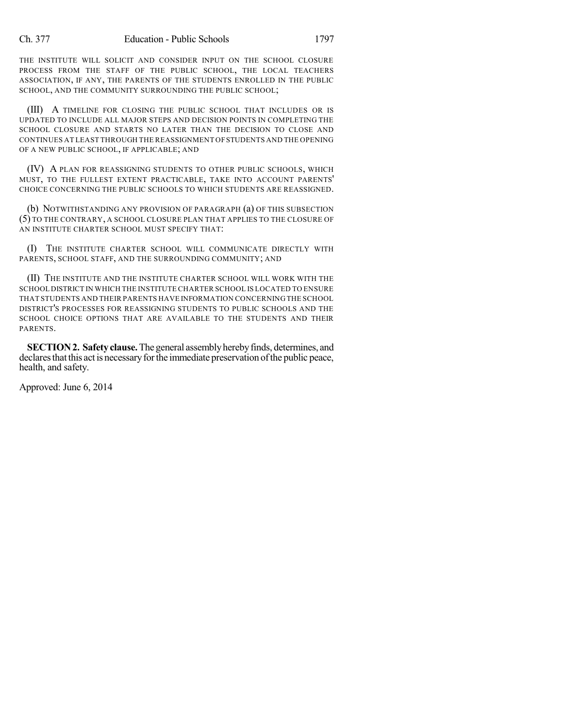THE INSTITUTE WILL SOLICIT AND CONSIDER INPUT ON THE SCHOOL CLOSURE PROCESS FROM THE STAFF OF THE PUBLIC SCHOOL, THE LOCAL TEACHERS ASSOCIATION, IF ANY, THE PARENTS OF THE STUDENTS ENROLLED IN THE PUBLIC SCHOOL, AND THE COMMUNITY SURROUNDING THE PUBLIC SCHOOL;

(III) A TIMELINE FOR CLOSING THE PUBLIC SCHOOL THAT INCLUDES OR IS UPDATED TO INCLUDE ALL MAJOR STEPS AND DECISION POINTS IN COMPLETING THE SCHOOL CLOSURE AND STARTS NO LATER THAN THE DECISION TO CLOSE AND CONTINUES AT LEAST THROUGH THE REASSIGNMENT OF STUDENTS AND THE OPENING OF A NEW PUBLIC SCHOOL, IF APPLICABLE; AND

(IV) A PLAN FOR REASSIGNING STUDENTS TO OTHER PUBLIC SCHOOLS, WHICH MUST, TO THE FULLEST EXTENT PRACTICABLE, TAKE INTO ACCOUNT PARENTS' CHOICE CONCERNING THE PUBLIC SCHOOLS TO WHICH STUDENTS ARE REASSIGNED.

(b) NOTWITHSTANDING ANY PROVISION OF PARAGRAPH (a) OF THIS SUBSECTION (5) TO THE CONTRARY, A SCHOOL CLOSURE PLAN THAT APPLIES TO THE CLOSURE OF AN INSTITUTE CHARTER SCHOOL MUST SPECIFY THAT:

(I) THE INSTITUTE CHARTER SCHOOL WILL COMMUNICATE DIRECTLY WITH PARENTS, SCHOOL STAFF, AND THE SURROUNDING COMMUNITY; AND

(II) THE INSTITUTE AND THE INSTITUTE CHARTER SCHOOL WILL WORK WITH THE SCHOOL DISTRICT IN WHICH THE INSTITUTE CHARTER SCHOOL IS LOCATED TO ENSURE THAT STUDENTS AND THEIR PARENTS HAVE INFORMATION CONCERNING THE SCHOOL DISTRICT'S PROCESSES FOR REASSIGNING STUDENTS TO PUBLIC SCHOOLS AND THE SCHOOL CHOICE OPTIONS THAT ARE AVAILABLE TO THE STUDENTS AND THEIR PARENTS.

**SECTION 2. Safety clause.** The general assembly hereby finds, determines, and declares that this act is necessary for the immediate preservation of the public peace, health, and safety.

Approved: June 6, 2014